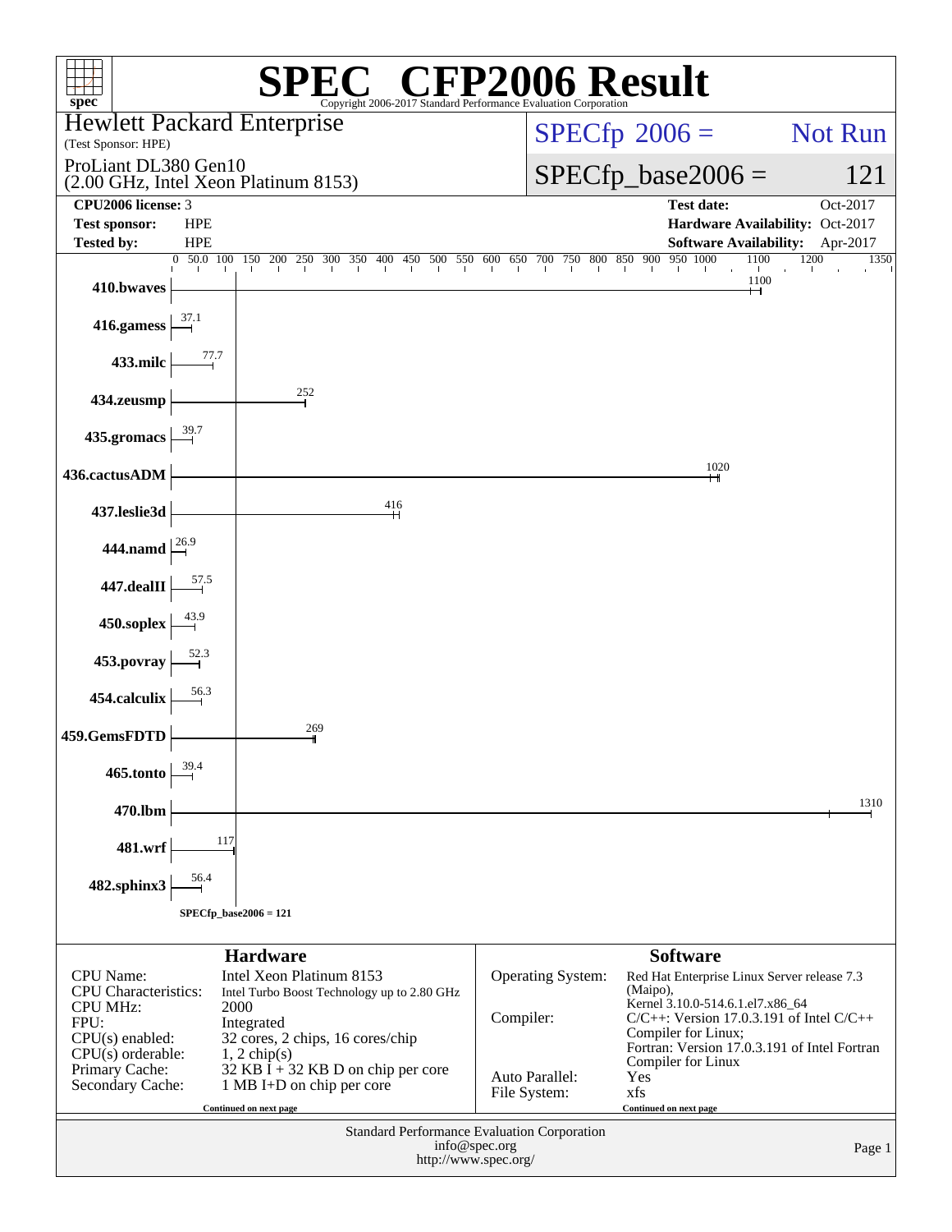# SPEC CFP2006 Result

Copyright 2006-2017 Standard Performance Evaluation Corporation

**Hewlett Packard Enterprise**
(Test Sponsor: HPE)

ProLiant DL380 Gen10
(2.00 GHz, Intel Xeon Platinum 8153)

SPECfp 2006 = Not Run

SPECfp_base2006 = 121

| | | | |
|---|---|---|---|
| **CPU2006 license:** | 3 | **Test date:** | Oct-2017 |
| **Test sponsor:** | HPE | **Hardware Availability:** | Oct-2017 |
| **Tested by:** | HPE | **Software Availability:** | Apr-2017 |

| Benchmark | Base Ratio |
|---|---|
| 410.bwaves | 1100 |
| 416.gamess | 37.1 |
| 433.milc | 77.7 |
| 434.zeusmp | 252 |
| 435.gromacs | 39.7 |
| 436.cactusADM | 1020 |
| 437.leslie3d | 416 |
| 444.namd | 26.9 |
| 447.dealII | 57.5 |
| 450.soplex | 43.9 |
| 453.povray | 52.3 |
| 454.calculix | 56.3 |
| 459.GemsFDTD | 269 |
| 465.tonto | 39.4 |
| 470.lbm | 1310 |
| 481.wrf | 117 |
| 482.sphinx3 | 56.4 |

SPECfp_base2006 = 121

## Hardware

| | |
|---|---|
| CPU Name: | Intel Xeon Platinum 8153 |
| CPU Characteristics: | Intel Turbo Boost Technology up to 2.80 GHz |
| CPU MHz: | 2000 |
| FPU: | Integrated |
| CPU(s) enabled: | 32 cores, 2 chips, 16 cores/chip |
| CPU(s) orderable: | 1, 2 chip(s) |
| Primary Cache: | 32 KB I + 32 KB D on chip per core |
| Secondary Cache: | 1 MB I+D on chip per core |

Continued on next page

## Software

| | |
|---|---|
| Operating System: | Red Hat Enterprise Linux Server release 7.3 (Maipo), Kernel 3.10.0-514.6.1.el7.x86_64 |
| Compiler: | C/C++: Version 17.0.3.191 of Intel C/C++ Compiler for Linux; Fortran: Version 17.0.3.191 of Intel Fortran Compiler for Linux |
| Auto Parallel: | Yes |
| File System: | xfs |

Continued on next page

Standard Performance Evaluation Corporation
info@spec.org
http://www.spec.org/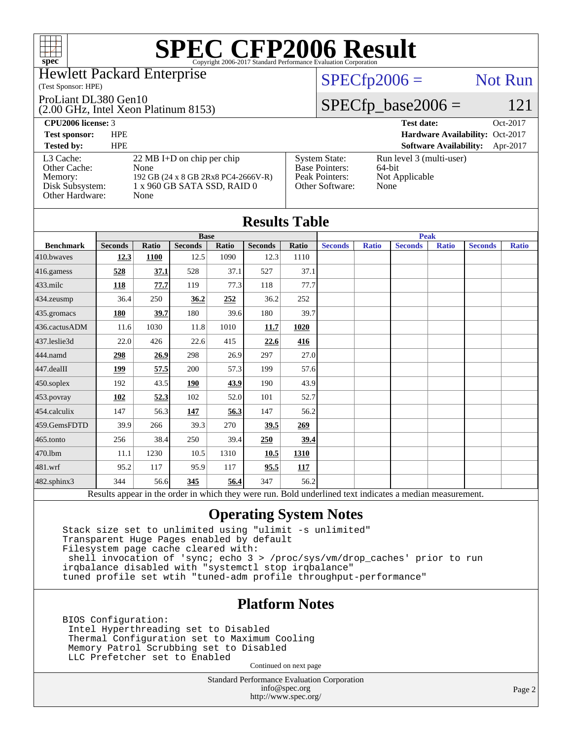# SPEC CFP2006 Result

Copyright 2006-2017 Standard Performance Evaluation Corporation

Hewlett Packard Enterprise
(Test Sponsor: HPE)

ProLiant DL380 Gen10
(2.00 GHz, Intel Xeon Platinum 8153)

SPECfp2006 = Not Run

SPECfp_base2006 = 121

| | | | |
|---|---|---|---|
| **CPU2006 license:** 3 | | **Test date:** | Oct-2017 |
| **Test sponsor:** | HPE | **Hardware Availability:** | Oct-2017 |
| **Tested by:** | HPE | **Software Availability:** | Apr-2017 |

| | | | |
|---|---|---|---|
| L3 Cache: | 22 MB I+D on chip per chip | System State: | Run level 3 (multi-user) |
| Other Cache: | None | Base Pointers: | 64-bit |
| Memory: | 192 GB (24 x 8 GB 2Rx8 PC4-2666V-R) | Peak Pointers: | Not Applicable |
| Disk Subsystem: | 1 x 960 GB SATA SSD, RAID 0 | Other Software: | None |
| Other Hardware: | None | | |

## Results Table

| | Base | | | | | | Peak | | | | | |
|---|---|---|---|---|---|---|---|---|---|---|---|---|
| **Benchmark** | **Seconds** | **Ratio** | **Seconds** | **Ratio** | **Seconds** | **Ratio** | **Seconds** | **Ratio** | **Seconds** | **Ratio** | **Seconds** | **Ratio** |
| 410.bwaves | **12.3** | **1100** | 12.5 | 1090 | 12.3 | 1110 | | | | | | |
| 416.gamess | **528** | **37.1** | 528 | 37.1 | 527 | 37.1 | | | | | | |
| 433.milc | **118** | **77.7** | 119 | 77.3 | 118 | 77.7 | | | | | | |
| 434.zeusmp | 36.4 | 250 | **36.2** | **252** | 36.2 | 252 | | | | | | |
| 435.gromacs | **180** | **39.7** | 180 | 39.6 | 180 | 39.7 | | | | | | |
| 436.cactusADM | 11.6 | 1030 | 11.8 | 1010 | **11.7** | **1020** | | | | | | |
| 437.leslie3d | 22.0 | 426 | 22.6 | 415 | **22.6** | **416** | | | | | | |
| 444.namd | **298** | **26.9** | 298 | 26.9 | 297 | 27.0 | | | | | | |
| 447.dealII | **199** | **57.5** | 200 | 57.3 | 199 | 57.6 | | | | | | |
| 450.soplex | 192 | 43.5 | **190** | **43.9** | 190 | 43.9 | | | | | | |
| 453.povray | **102** | **52.3** | 102 | 52.0 | 101 | 52.7 | | | | | | |
| 454.calculix | 147 | 56.3 | **147** | **56.3** | 147 | 56.2 | | | | | | |
| 459.GemsFDTD | 39.9 | 266 | 39.3 | 270 | **39.5** | **269** | | | | | | |
| 465.tonto | 256 | 38.4 | 250 | 39.4 | **250** | **39.4** | | | | | | |
| 470.lbm | 11.1 | 1230 | 10.5 | 1310 | **10.5** | **1310** | | | | | | |
| 481.wrf | 95.2 | 117 | 95.9 | 117 | **95.5** | **117** | | | | | | |
| 482.sphinx3 | 344 | 56.6 | **345** | **56.4** | 347 | 56.2 | | | | | | |

Results appear in the order in which they were run. Bold underlined text indicates a median measurement.

## Operating System Notes

```
Stack size set to unlimited using "ulimit -s unlimited"
Transparent Huge Pages enabled by default
Filesystem page cache cleared with:
 shell invocation of 'sync; echo 3 > /proc/sys/vm/drop_caches' prior to run
irqbalance disabled with "systemctl stop irqbalance"
tuned profile set wtih "tuned-adm profile throughput-performance"
```

## Platform Notes

```
BIOS Configuration:
 Intel Hyperthreading set to Disabled
 Thermal Configuration set to Maximum Cooling
 Memory Patrol Scrubbing set to Disabled
 LLC Prefetcher set to Enabled
```

Continued on next page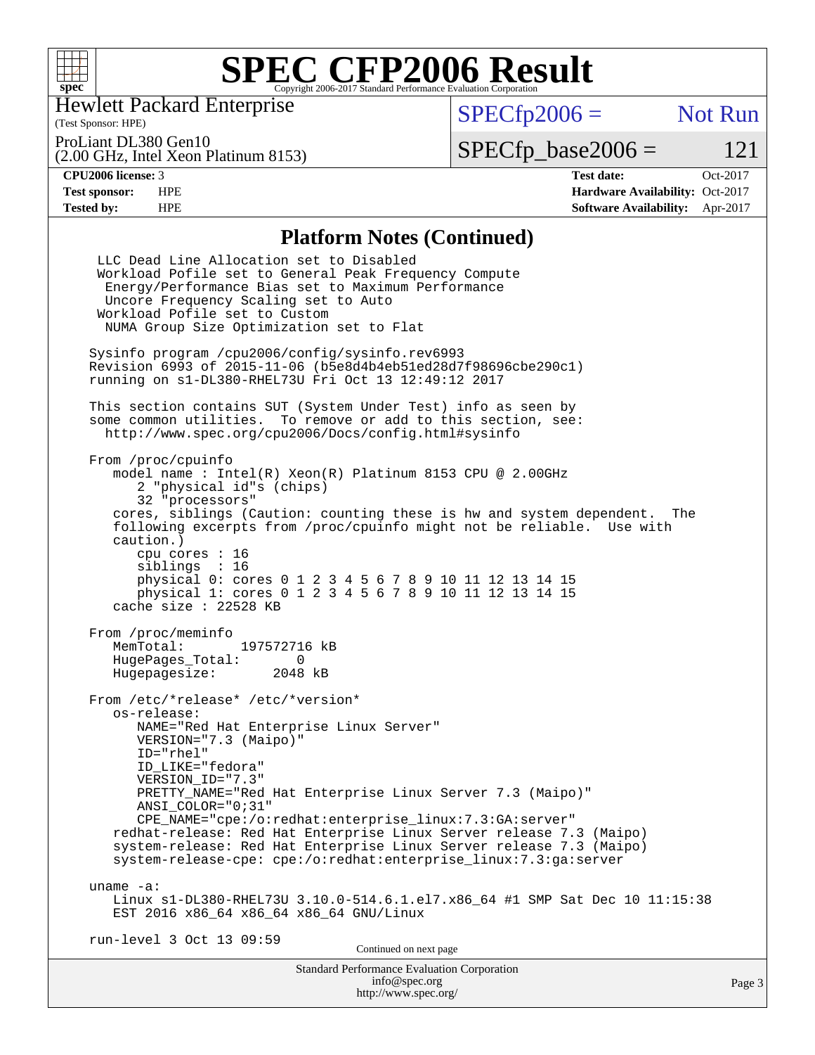# SPEC CFP2006 Result

Hewlett Packard Enterprise
(Test Sponsor: HPE)

ProLiant DL380 Gen10
(2.00 GHz, Intel Xeon Platinum 8153)

SPECfp2006 = Not Run

SPECfp_base2006 = 121

| | | | |
|---|---|---|---|
| **CPU2006 license:** | 3 | **Test date:** | Oct-2017 |
| **Test sponsor:** | HPE | **Hardware Availability:** | Oct-2017 |
| **Tested by:** | HPE | **Software Availability:** | Apr-2017 |

## Platform Notes (Continued)

```
  LLC Dead Line Allocation set to Disabled
  Workload Pofile set to General Peak Frequency Compute
   Energy/Performance Bias set to Maximum Performance
   Uncore Frequency Scaling set to Auto
  Workload Pofile set to Custom
   NUMA Group Size Optimization set to Flat

 Sysinfo program /cpu2006/config/sysinfo.rev6993
 Revision 6993 of 2015-11-06 (b5e8d4b4eb51ed28d7f98696cbe290c1)
 running on s1-DL380-RHEL73U Fri Oct 13 12:49:12 2017

 This section contains SUT (System Under Test) info as seen by
 some common utilities.  To remove or add to this section, see:
   http://www.spec.org/cpu2006/Docs/config.html#sysinfo

 From /proc/cpuinfo
    model name : Intel(R) Xeon(R) Platinum 8153 CPU @ 2.00GHz
       2 "physical id"s (chips)
       32 "processors"
    cores, siblings (Caution: counting these is hw and system dependent.  The
    following excerpts from /proc/cpuinfo might not be reliable.  Use with
    caution.)
       cpu cores : 16
       siblings  : 16
       physical 0: cores 0 1 2 3 4 5 6 7 8 9 10 11 12 13 14 15
       physical 1: cores 0 1 2 3 4 5 6 7 8 9 10 11 12 13 14 15
    cache size : 22528 KB

 From /proc/meminfo
    MemTotal:       197572716 kB
    HugePages_Total:       0
    Hugepagesize:       2048 kB

 From /etc/*release* /etc/*version*
    os-release:
       NAME="Red Hat Enterprise Linux Server"
       VERSION="7.3 (Maipo)"
       ID="rhel"
       ID_LIKE="fedora"
       VERSION_ID="7.3"
       PRETTY_NAME="Red Hat Enterprise Linux Server 7.3 (Maipo)"
       ANSI_COLOR="0;31"
       CPE_NAME="cpe:/o:redhat:enterprise_linux:7.3:GA:server"
    redhat-release: Red Hat Enterprise Linux Server release 7.3 (Maipo)
    system-release: Red Hat Enterprise Linux Server release 7.3 (Maipo)
    system-release-cpe: cpe:/o:redhat:enterprise_linux:7.3:ga:server

 uname -a:
    Linux s1-DL380-RHEL73U 3.10.0-514.6.1.el7.x86_64 #1 SMP Sat Dec 10 11:15:38
    EST 2016 x86_64 x86_64 x86_64 GNU/Linux

 run-level 3 Oct 13 09:59
```

Continued on next page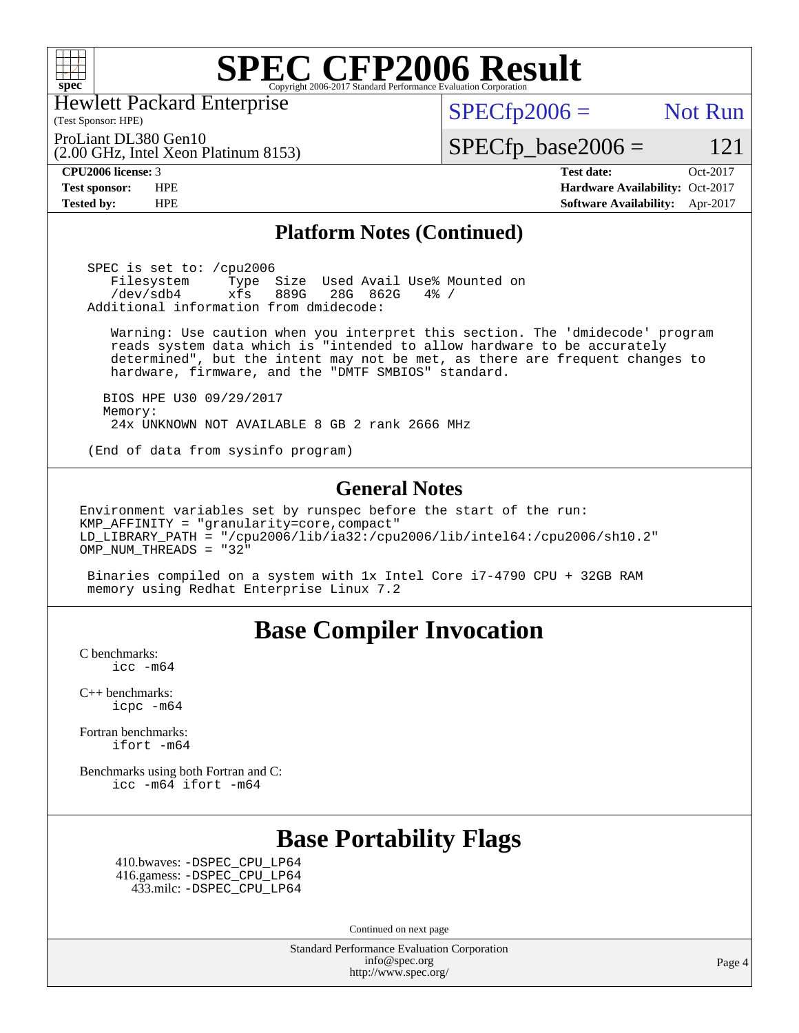# SPEC CFP2006 Result

Copyright 2006-2017 Standard Performance Evaluation Corporation

Hewlett Packard Enterprise
(Test Sponsor: HPE)

ProLiant DL380 Gen10
(2.00 GHz, Intel Xeon Platinum 8153)

SPECfp2006 = Not Run

SPECfp_base2006 = 121

| | | | |
|---|---|---|---|
| **CPU2006 license:** 3 | | **Test date:** | Oct-2017 |
| **Test sponsor:** | HPE | **Hardware Availability:** | Oct-2017 |
| **Tested by:** | HPE | **Software Availability:** | Apr-2017 |

## Platform Notes (Continued)

```
 SPEC is set to: /cpu2006
    Filesystem     Type  Size  Used Avail Use% Mounted on
    /dev/sdb4      xfs   889G   28G  862G   4% /
 Additional information from dmidecode:

    Warning: Use caution when you interpret this section. The 'dmidecode' program
    reads system data which is "intended to allow hardware to be accurately
    determined", but the intent may not be met, as there are frequent changes to
    hardware, firmware, and the "DMTF SMBIOS" standard.

   BIOS HPE U30 09/29/2017
   Memory:
    24x UNKNOWN NOT AVAILABLE 8 GB 2 rank 2666 MHz

 (End of data from sysinfo program)
```

## General Notes

```
Environment variables set by runspec before the start of the run:
KMP_AFFINITY = "granularity=core,compact"
LD_LIBRARY_PATH = "/cpu2006/lib/ia32:/cpu2006/lib/intel64:/cpu2006/sh10.2"
OMP_NUM_THREADS = "32"

 Binaries compiled on a system with 1x Intel Core i7-4790 CPU + 32GB RAM
 memory using Redhat Enterprise Linux 7.2
```

## Base Compiler Invocation

C benchmarks:
    icc -m64

C++ benchmarks:
    icpc -m64

Fortran benchmarks:
    ifort -m64

Benchmarks using both Fortran and C:
    icc -m64 ifort -m64

## Base Portability Flags

410.bwaves: -DSPEC_CPU_LP64
416.gamess: -DSPEC_CPU_LP64
433.milc: -DSPEC_CPU_LP64

Continued on next page

Standard Performance Evaluation Corporation
info@spec.org
http://www.spec.org/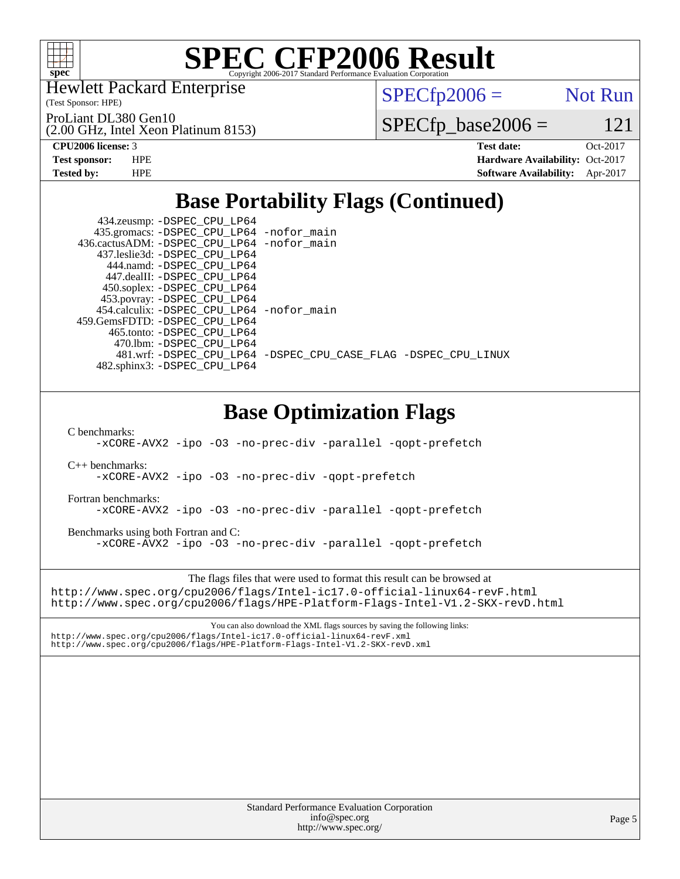# SPEC CFP2006 Result

Copyright 2006-2017 Standard Performance Evaluation Corporation

Hewlett Packard Enterprise
(Test Sponsor: HPE)

ProLiant DL380 Gen10
(2.00 GHz, Intel Xeon Platinum 8153)

SPECfp2006 = Not Run

SPECfp_base2006 = 121

**CPU2006 license:** 3
**Test sponsor:** HPE
**Tested by:** HPE

**Test date:** Oct-2017
**Hardware Availability:** Oct-2017
**Software Availability:** Apr-2017

## Base Portability Flags (Continued)

```
    434.zeusmp: -DSPEC_CPU_LP64
   435.gromacs: -DSPEC_CPU_LP64 -nofor_main
  436.cactusADM: -DSPEC_CPU_LP64 -nofor_main
   437.leslie3d: -DSPEC_CPU_LP64
     444.namd: -DSPEC_CPU_LP64
    447.dealII: -DSPEC_CPU_LP64
    450.soplex: -DSPEC_CPU_LP64
    453.povray: -DSPEC_CPU_LP64
   454.calculix: -DSPEC_CPU_LP64 -nofor_main
  459.GemsFDTD: -DSPEC_CPU_LP64
    465.tonto: -DSPEC_CPU_LP64
     470.lbm: -DSPEC_CPU_LP64
     481.wrf: -DSPEC_CPU_LP64 -DSPEC_CPU_CASE_FLAG -DSPEC_CPU_LINUX
   482.sphinx3: -DSPEC_CPU_LP64
```

## Base Optimization Flags

C benchmarks:
```
-xCORE-AVX2 -ipo -O3 -no-prec-div -parallel -qopt-prefetch
```

C++ benchmarks:
```
-xCORE-AVX2 -ipo -O3 -no-prec-div -qopt-prefetch
```

Fortran benchmarks:
```
-xCORE-AVX2 -ipo -O3 -no-prec-div -parallel -qopt-prefetch
```

Benchmarks using both Fortran and C:
```
-xCORE-AVX2 -ipo -O3 -no-prec-div -parallel -qopt-prefetch
```

The flags files that were used to format this result can be browsed at
http://www.spec.org/cpu2006/flags/Intel-ic17.0-official-linux64-revF.html
http://www.spec.org/cpu2006/flags/HPE-Platform-Flags-Intel-V1.2-SKX-revD.html

You can also download the XML flags sources by saving the following links:
http://www.spec.org/cpu2006/flags/Intel-ic17.0-official-linux64-revF.xml
http://www.spec.org/cpu2006/flags/HPE-Platform-Flags-Intel-V1.2-SKX-revD.xml

Standard Performance Evaluation Corporation
info@spec.org
http://www.spec.org/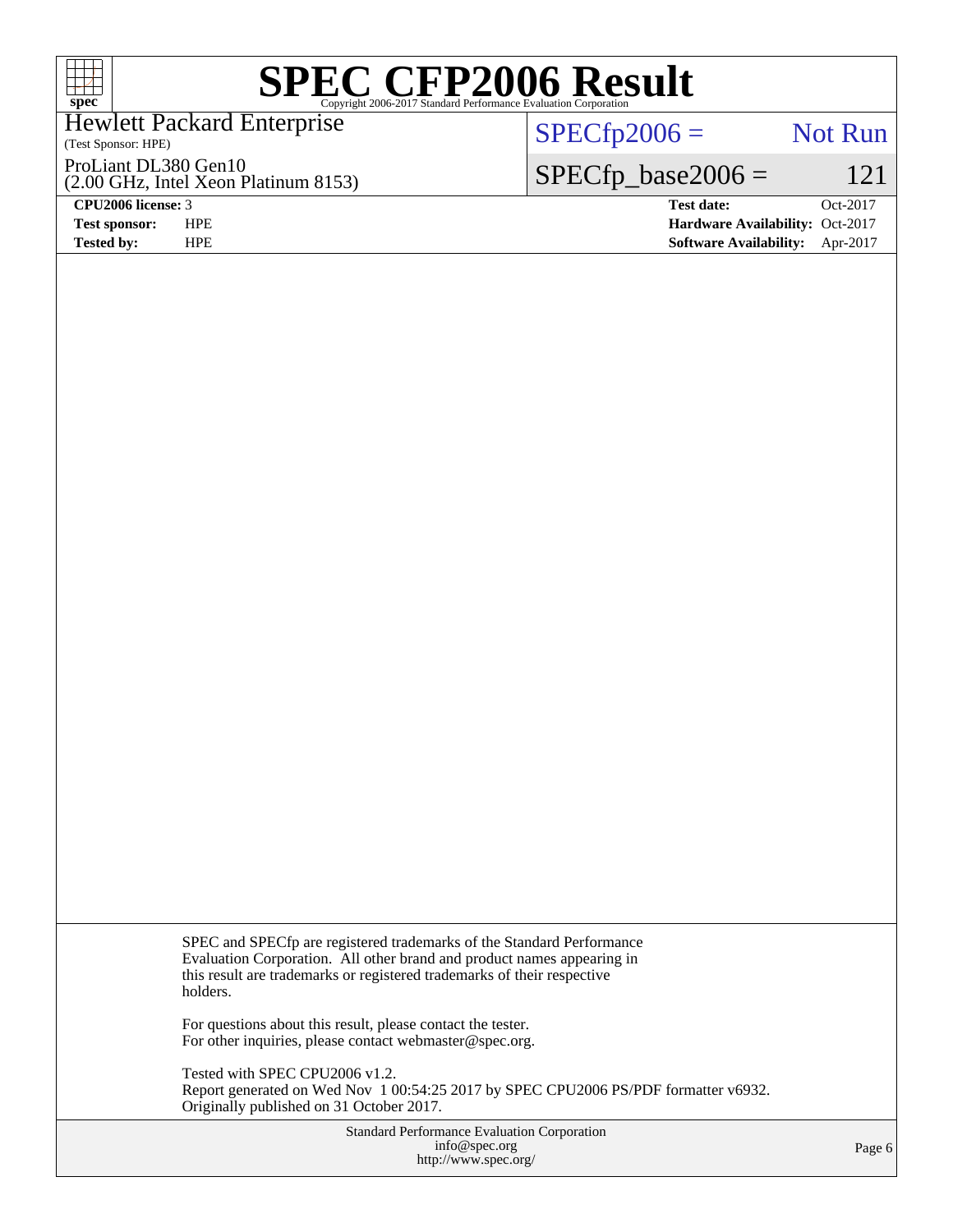SPEC and SPECfp are registered trademarks of the Standard Performance Evaluation Corporation. All other brand and product names appearing in this result are trademarks or registered trademarks of their respective holders.

For questions about this result, please contact the tester.
For other inquiries, please contact webmaster@spec.org.

Tested with SPEC CPU2006 v1.2.
Report generated on Wed Nov 1 00:54:25 2017 by SPEC CPU2006 PS/PDF formatter v6932.
Originally published on 31 October 2017.